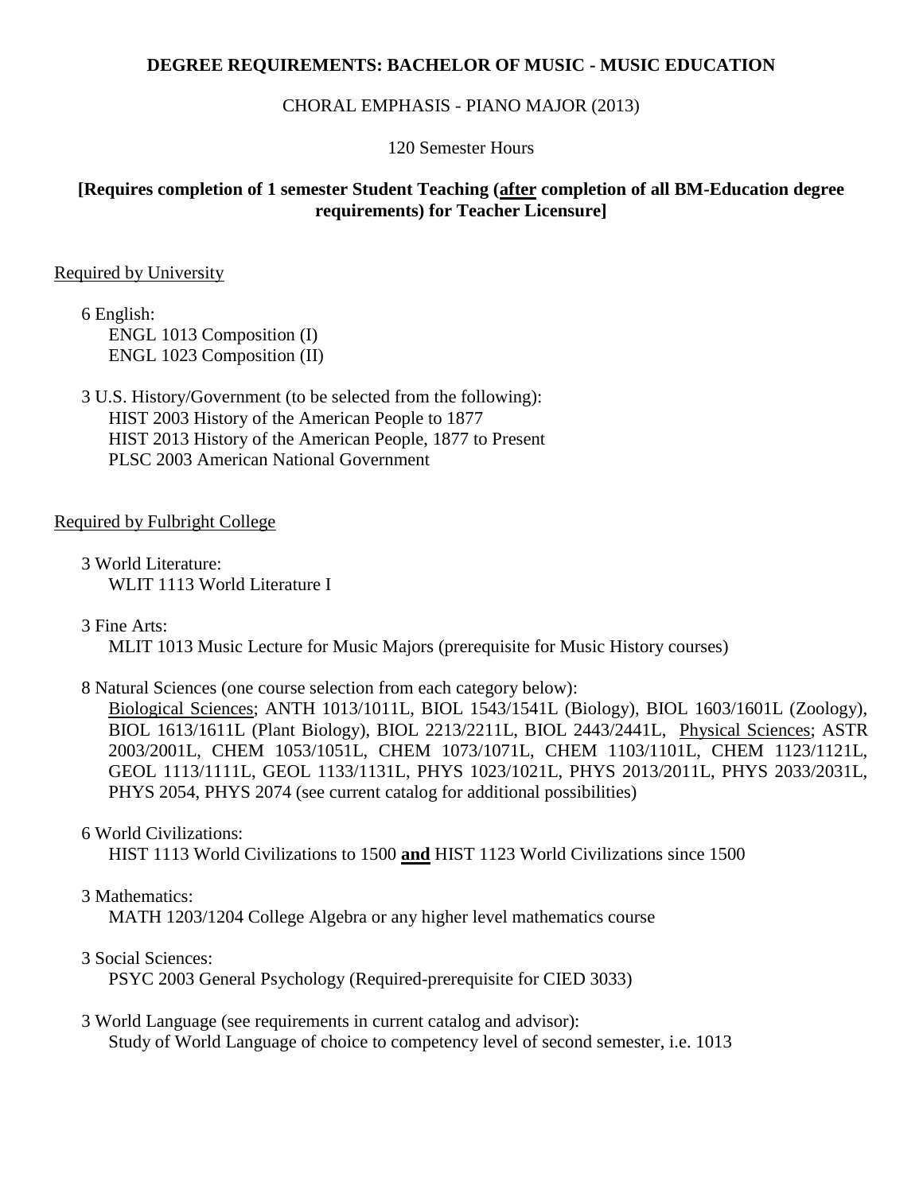# DEGREE REQUIREMENTS: BACHELOR OF MUSIC - MUSIC EDUCATION

CHORAL EMPHASIS - PIANO MAJOR (2013)

120 Semester Hours

**[Requires completion of 1 semester Student Teaching (<u>after</u> completion of all BM-Education degree requirements) for Teacher Licensure]**

<u>Required by University</u>

6 English:
ENGL 1013 Composition (I)
ENGL 1023 Composition (II)

3 U.S. History/Government (to be selected from the following):
HIST 2003 History of the American People to 1877
HIST 2013 History of the American People, 1877 to Present
PLSC 2003 American National Government

<u>Required by Fulbright College</u>

3 World Literature:
WLIT 1113 World Literature I

3 Fine Arts:
MLIT 1013 Music Lecture for Music Majors (prerequisite for Music History courses)

8 Natural Sciences (one course selection from each category below):
<u>Biological Sciences</u>; ANTH 1013/1011L, BIOL 1543/1541L (Biology), BIOL 1603/1601L (Zoology), BIOL 1613/1611L (Plant Biology), BIOL 2213/2211L, BIOL 2443/2441L, <u>Physical Sciences</u>; ASTR 2003/2001L, CHEM 1053/1051L, CHEM 1073/1071L, CHEM 1103/1101L, CHEM 1123/1121L, GEOL 1113/1111L, GEOL 1133/1131L, PHYS 1023/1021L, PHYS 2013/2011L, PHYS 2033/2031L, PHYS 2054, PHYS 2074 (see current catalog for additional possibilities)

6 World Civilizations:
HIST 1113 World Civilizations to 1500 **<u>and</u>** HIST 1123 World Civilizations since 1500

3 Mathematics:
MATH 1203/1204 College Algebra or any higher level mathematics course

3 Social Sciences:
PSYC 2003 General Psychology (Required-prerequisite for CIED 3033)

3 World Language (see requirements in current catalog and advisor):
Study of World Language of choice to competency level of second semester, i.e. 1013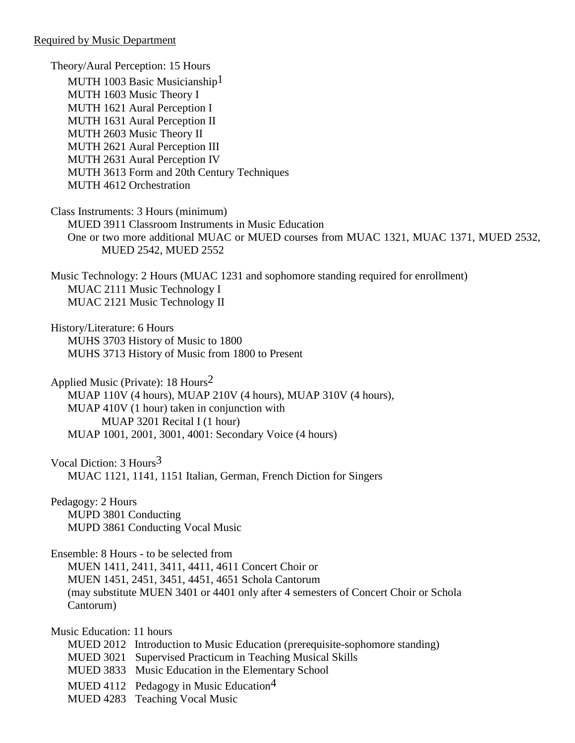<u>Required by Music Department</u>

Theory/Aural Perception: 15 Hours

- MUTH 1003 Basic Musicianship[1]
- MUTH 1603 Music Theory I
- MUTH 1621 Aural Perception I
- MUTH 1631 Aural Perception II
- MUTH 2603 Music Theory II
- MUTH 2621 Aural Perception III
- MUTH 2631 Aural Perception IV
- MUTH 3613 Form and 20th Century Techniques
- MUTH 4612 Orchestration

Class Instruments: 3 Hours (minimum)

- MUED 3911 Classroom Instruments in Music Education
- One or two more additional MUAC or MUED courses from MUAC 1321, MUAC 1371, MUED 2532, MUED 2542, MUED 2552

Music Technology: 2 Hours (MUAC 1231 and sophomore standing required for enrollment)

- MUAC 2111 Music Technology I
- MUAC 2121 Music Technology II

History/Literature: 6 Hours

- MUHS 3703 History of Music to 1800
- MUHS 3713 History of Music from 1800 to Present

Applied Music (Private): 18 Hours[2]

- MUAP 110V (4 hours), MUAP 210V (4 hours), MUAP 310V (4 hours),
- MUAP 410V (1 hour) taken in conjunction with
  - MUAP 3201 Recital I (1 hour)
- MUAP 1001, 2001, 3001, 4001: Secondary Voice (4 hours)

Vocal Diction: 3 Hours[3]

- MUAC 1121, 1141, 1151 Italian, German, French Diction for Singers

Pedagogy: 2 Hours

- MUPD 3801 Conducting
- MUPD 3861 Conducting Vocal Music

Ensemble: 8 Hours - to be selected from

- MUEN 1411, 2411, 3411, 4411, 4611 Concert Choir or
- MUEN 1451, 2451, 3451, 4451, 4651 Schola Cantorum
- (may substitute MUEN 3401 or 4401 only after 4 semesters of Concert Choir or Schola Cantorum)

Music Education: 11 hours

- MUED 2012 Introduction to Music Education (prerequisite-sophomore standing)
- MUED 3021 Supervised Practicum in Teaching Musical Skills
- MUED 3833 Music Education in the Elementary School
- MUED 4112 Pedagogy in Music Education[4]
- MUED 4283 Teaching Vocal Music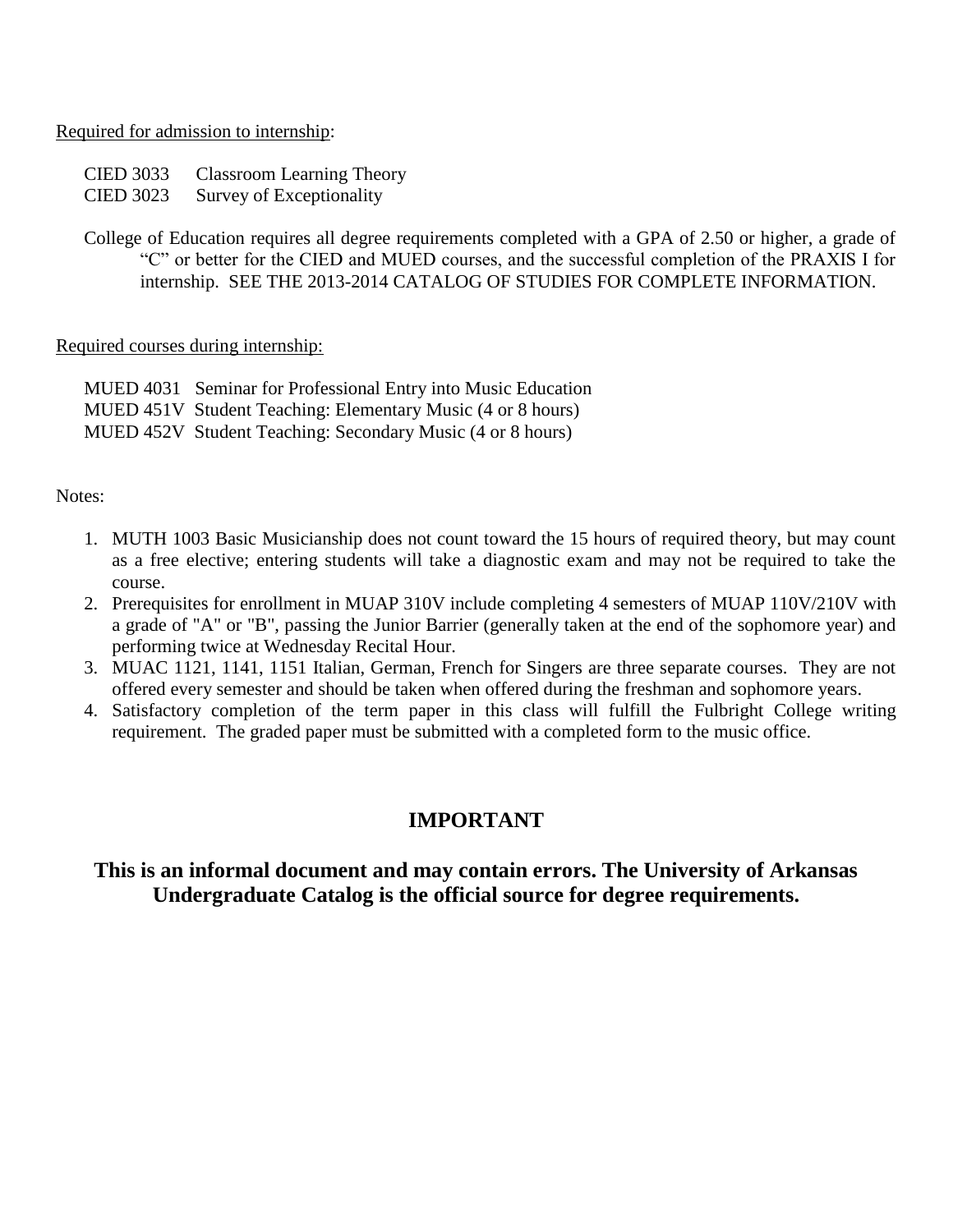Required for admission to internship:

CIED 3033 Classroom Learning Theory
CIED 3023 Survey of Exceptionality

College of Education requires all degree requirements completed with a GPA of 2.50 or higher, a grade of "C" or better for the CIED and MUED courses, and the successful completion of the PRAXIS I for internship. SEE THE 2013-2014 CATALOG OF STUDIES FOR COMPLETE INFORMATION.

Required courses during internship:

MUED 4031 Seminar for Professional Entry into Music Education
MUED 451V Student Teaching: Elementary Music (4 or 8 hours)
MUED 452V Student Teaching: Secondary Music (4 or 8 hours)

Notes:

1. MUTH 1003 Basic Musicianship does not count toward the 15 hours of required theory, but may count as a free elective; entering students will take a diagnostic exam and may not be required to take the course.
2. Prerequisites for enrollment in MUAP 310V include completing 4 semesters of MUAP 110V/210V with a grade of "A" or "B", passing the Junior Barrier (generally taken at the end of the sophomore year) and performing twice at Wednesday Recital Hour.
3. MUAC 1121, 1141, 1151 Italian, German, French for Singers are three separate courses. They are not offered every semester and should be taken when offered during the freshman and sophomore years.
4. Satisfactory completion of the term paper in this class will fulfill the Fulbright College writing requirement. The graded paper must be submitted with a completed form to the music office.

## IMPORTANT

**This is an informal document and may contain errors. The University of Arkansas Undergraduate Catalog is the official source for degree requirements.**